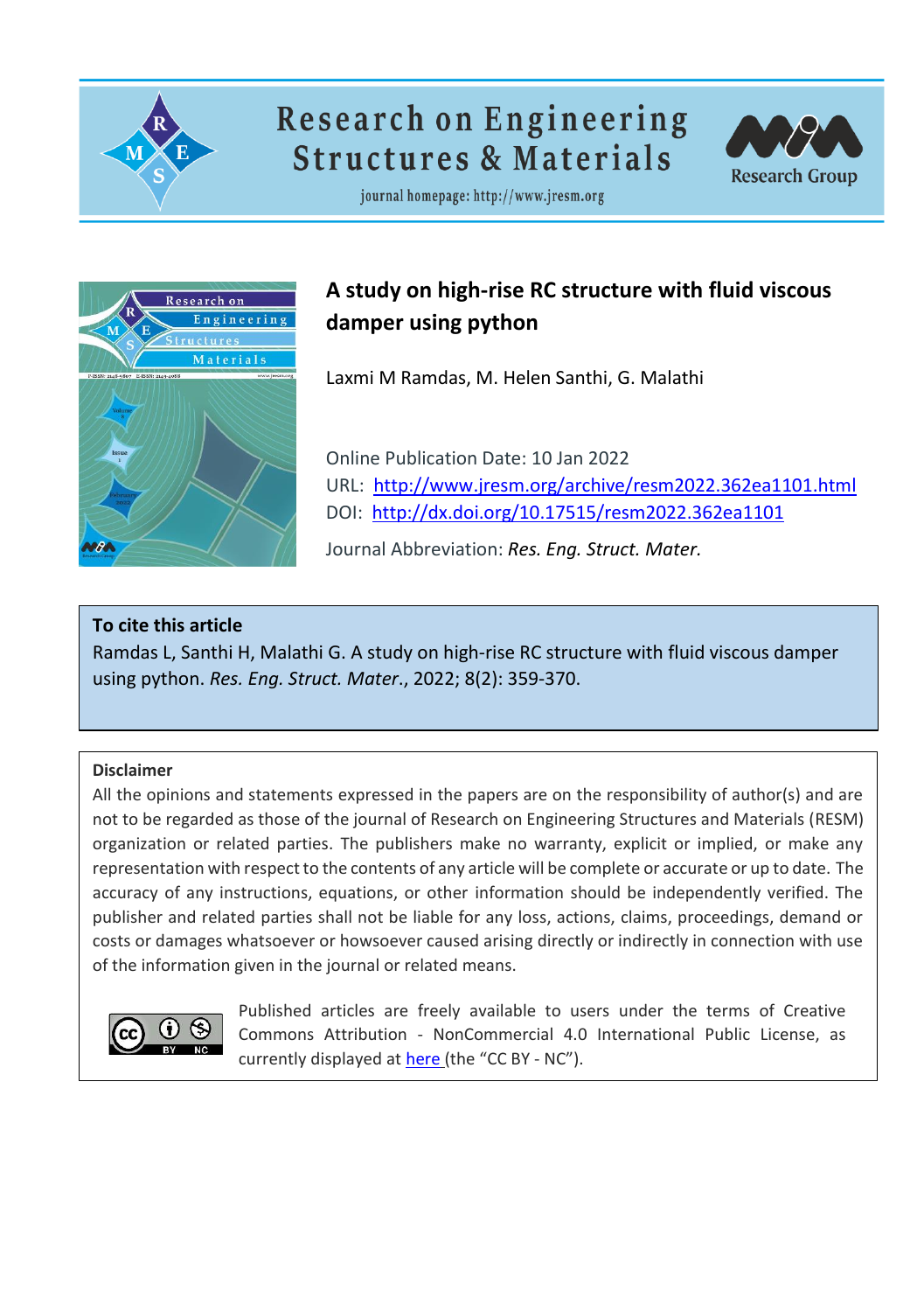# Research on Engineering Structures & Materials

journal homepage: http://www.jresm.org

## A study on high-rise RC structure with fluid viscous damper using python

Laxmi M Ramdas, M. Helen Santhi, G. Malathi

Online Publication Date: 10 Jan 2022

URL: http://www.jresm.org/archive/resm2022.362ea1101.html

DOI: http://dx.doi.org/10.17515/resm2022.362ea1101

Journal Abbreviation: *Res. Eng. Struct. Mater.*

**To cite this article**

Ramdas L, Santhi H, Malathi G. A study on high-rise RC structure with fluid viscous damper using python. *Res. Eng. Struct. Mater.*, 2022; 8(2): 359-370.

**Disclaimer**

All the opinions and statements expressed in the papers are on the responsibility of author(s) and are not to be regarded as those of the journal of Research on Engineering Structures and Materials (RESM) organization or related parties. The publishers make no warranty, explicit or implied, or make any representation with respect to the contents of any article will be complete or accurate or up to date. The accuracy of any instructions, equations, or other information should be independently verified. The publisher and related parties shall not be liable for any loss, actions, claims, proceedings, demand or costs or damages whatsoever or howsoever caused arising directly or indirectly in connection with use of the information given in the journal or related means.

Published articles are freely available to users under the terms of Creative Commons Attribution - NonCommercial 4.0 International Public License, as currently displayed at here (the "CC BY - NC").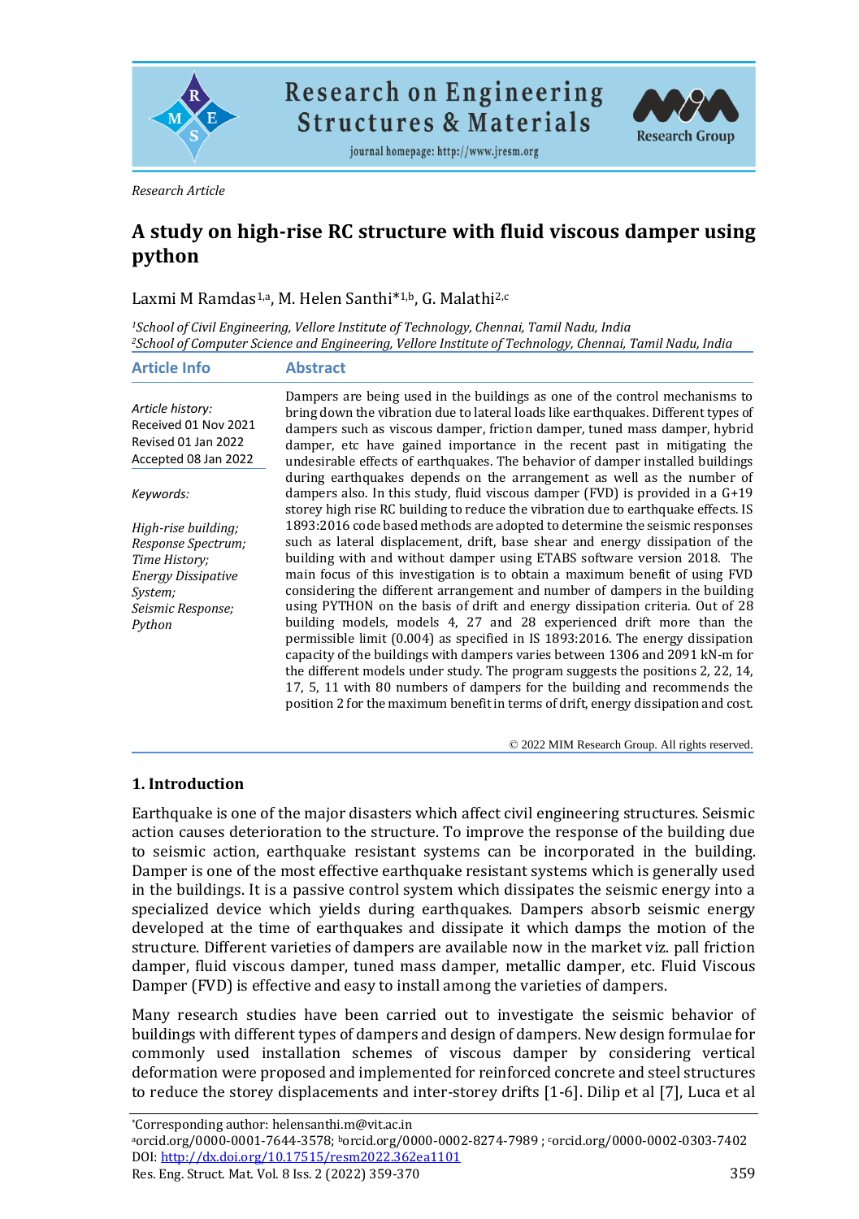Research Article

# A study on high-rise RC structure with fluid viscous damper using python

Laxmi M Ramdas[1,a], M. Helen Santhi*[1,b], G. Malathi[2,c]

[1]*School of Civil Engineering, Vellore Institute of Technology, Chennai, Tamil Nadu, India*
[2]*School of Computer Science and Engineering, Vellore Institute of Technology, Chennai, Tamil Nadu, India*

## Article Info

*Article history:*
Received 01 Nov 2021
Revised 01 Jan 2022
Accepted 08 Jan 2022

*Keywords:*

*High-rise building; Response Spectrum; Time History; Energy Dissipative System; Seismic Response; Python*

## Abstract

Dampers are being used in the buildings as one of the control mechanisms to bring down the vibration due to lateral loads like earthquakes. Different types of dampers such as viscous damper, friction damper, tuned mass damper, hybrid damper, etc have gained importance in the recent past in mitigating the undesirable effects of earthquakes. The behavior of damper installed buildings during earthquakes depends on the arrangement as well as the number of dampers also. In this study, fluid viscous damper (FVD) is provided in a G+19 storey high rise RC building to reduce the vibration due to earthquake effects. IS 1893:2016 code based methods are adopted to determine the seismic responses such as lateral displacement, drift, base shear and energy dissipation of the building with and without damper using ETABS software version 2018. The main focus of this investigation is to obtain a maximum benefit of using FVD considering the different arrangement and number of dampers in the building using PYTHON on the basis of drift and energy dissipation criteria. Out of 28 building models, models 4, 27 and 28 experienced drift more than the permissible limit (0.004) as specified in IS 1893:2016. The energy dissipation capacity of the buildings with dampers varies between 1306 and 2091 kN-m for the different models under study. The program suggests the positions 2, 22, 14, 17, 5, 11 with 80 numbers of dampers for the building and recommends the position 2 for the maximum benefit in terms of drift, energy dissipation and cost.

© 2022 MIM Research Group. All rights reserved.

## 1. Introduction

Earthquake is one of the major disasters which affect civil engineering structures. Seismic action causes deterioration to the structure. To improve the response of the building due to seismic action, earthquake resistant systems can be incorporated in the building. Damper is one of the most effective earthquake resistant systems which is generally used in the buildings. It is a passive control system which dissipates the seismic energy into a specialized device which yields during earthquakes. Dampers absorb seismic energy developed at the time of earthquakes and dissipate it which damps the motion of the structure. Different varieties of dampers are available now in the market viz. pall friction damper, fluid viscous damper, tuned mass damper, metallic damper, etc. Fluid Viscous Damper (FVD) is effective and easy to install among the varieties of dampers.

Many research studies have been carried out to investigate the seismic behavior of buildings with different types of dampers and design of dampers. New design formulae for commonly used installation schemes of viscous damper by considering vertical deformation were proposed and implemented for reinforced concrete and steel structures to reduce the storey displacements and inter-storey drifts [1-6]. Dilip et al [7], Luca et al

*Corresponding author: helensanthi.m@vit.ac.in
[a]orcid.org/0000-0001-7644-3578; [b]orcid.org/0000-0002-8274-7989 ; [c]orcid.org/0000-0002-0303-7402
DOI: http://dx.doi.org/10.17515/resm2022.362ea1101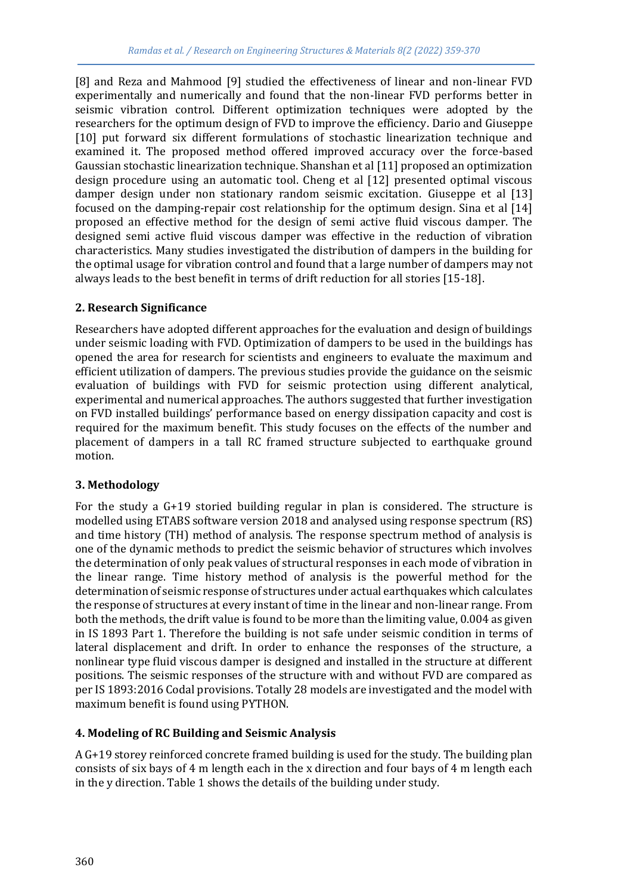[8] and Reza and Mahmood [9] studied the effectiveness of linear and non-linear FVD experimentally and numerically and found that the non-linear FVD performs better in seismic vibration control. Different optimization techniques were adopted by the researchers for the optimum design of FVD to improve the efficiency. Dario and Giuseppe [10] put forward six different formulations of stochastic linearization technique and examined it. The proposed method offered improved accuracy over the force-based Gaussian stochastic linearization technique. Shanshan et al [11] proposed an optimization design procedure using an automatic tool. Cheng et al [12] presented optimal viscous damper design under non stationary random seismic excitation. Giuseppe et al [13] focused on the damping-repair cost relationship for the optimum design. Sina et al [14] proposed an effective method for the design of semi active fluid viscous damper. The designed semi active fluid viscous damper was effective in the reduction of vibration characteristics. Many studies investigated the distribution of dampers in the building for the optimal usage for vibration control and found that a large number of dampers may not always leads to the best benefit in terms of drift reduction for all stories [15-18].

## 2. Research Significance

Researchers have adopted different approaches for the evaluation and design of buildings under seismic loading with FVD. Optimization of dampers to be used in the buildings has opened the area for research for scientists and engineers to evaluate the maximum and efficient utilization of dampers. The previous studies provide the guidance on the seismic evaluation of buildings with FVD for seismic protection using different analytical, experimental and numerical approaches. The authors suggested that further investigation on FVD installed buildings' performance based on energy dissipation capacity and cost is required for the maximum benefit. This study focuses on the effects of the number and placement of dampers in a tall RC framed structure subjected to earthquake ground motion.

## 3. Methodology

For the study a G+19 storied building regular in plan is considered. The structure is modelled using ETABS software version 2018 and analysed using response spectrum (RS) and time history (TH) method of analysis. The response spectrum method of analysis is one of the dynamic methods to predict the seismic behavior of structures which involves the determination of only peak values of structural responses in each mode of vibration in the linear range. Time history method of analysis is the powerful method for the determination of seismic response of structures under actual earthquakes which calculates the response of structures at every instant of time in the linear and non-linear range. From both the methods, the drift value is found to be more than the limiting value, 0.004 as given in IS 1893 Part 1. Therefore the building is not safe under seismic condition in terms of lateral displacement and drift. In order to enhance the responses of the structure, a nonlinear type fluid viscous damper is designed and installed in the structure at different positions. The seismic responses of the structure with and without FVD are compared as per IS 1893:2016 Codal provisions. Totally 28 models are investigated and the model with maximum benefit is found using PYTHON.

## 4. Modeling of RC Building and Seismic Analysis

A G+19 storey reinforced concrete framed building is used for the study. The building plan consists of six bays of 4 m length each in the x direction and four bays of 4 m length each in the y direction. Table 1 shows the details of the building under study.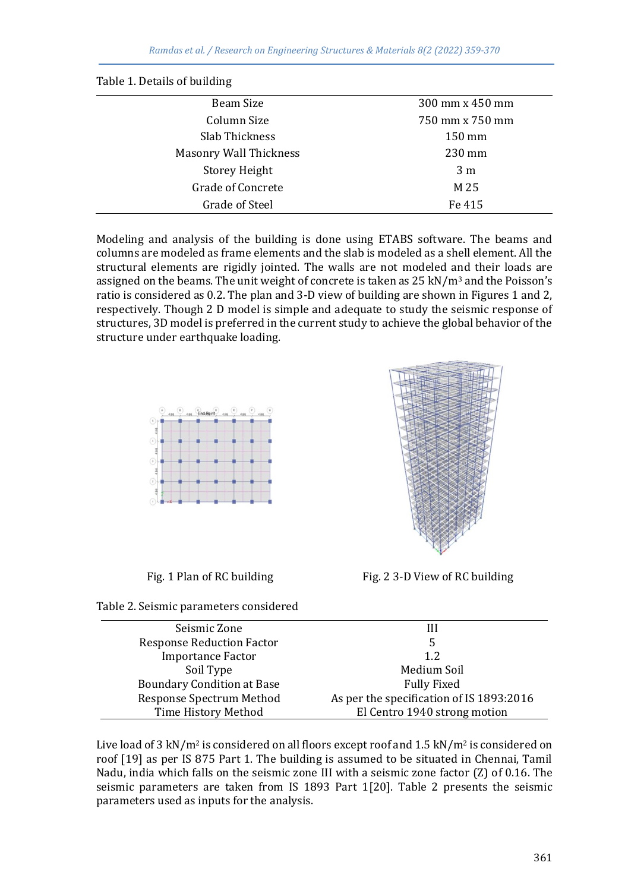Table 1. Details of building

| | |
|---|---|
| Beam Size | 300 mm x 450 mm |
| Column Size | 750 mm x 750 mm |
| Slab Thickness | 150 mm |
| Masonry Wall Thickness | 230 mm |
| Storey Height | 3 m |
| Grade of Concrete | M 25 |
| Grade of Steel | Fe 415 |

Modeling and analysis of the building is done using ETABS software. The beams and columns are modeled as frame elements and the slab is modeled as a shell element. All the structural elements are rigidly jointed. The walls are not modeled and their loads are assigned on the beams. The unit weight of concrete is taken as 25 kN/m$^3$ and the Poisson's ratio is considered as 0.2. The plan and 3-D view of building are shown in Figures 1 and 2, respectively. Though 2 D model is simple and adequate to study the seismic response of structures, 3D model is preferred in the current study to achieve the global behavior of the structure under earthquake loading.

Fig. 1 Plan of RC building

Fig. 2 3-D View of RC building

Table 2. Seismic parameters considered

| | |
|---|---|
| Seismic Zone | III |
| Response Reduction Factor | 5 |
| Importance Factor | 1.2 |
| Soil Type | Medium Soil |
| Boundary Condition at Base | Fully Fixed |
| Response Spectrum Method | As per the specification of IS 1893:2016 |
| Time History Method | El Centro 1940 strong motion |

Live load of 3 kN/m$^2$ is considered on all floors except roof and 1.5 kN/m$^2$ is considered on roof [19] as per IS 875 Part 1. The building is assumed to be situated in Chennai, Tamil Nadu, india which falls on the seismic zone III with a seismic zone factor (Z) of 0.16. The seismic parameters are taken from IS 1893 Part 1[20]. Table 2 presents the seismic parameters used as inputs for the analysis.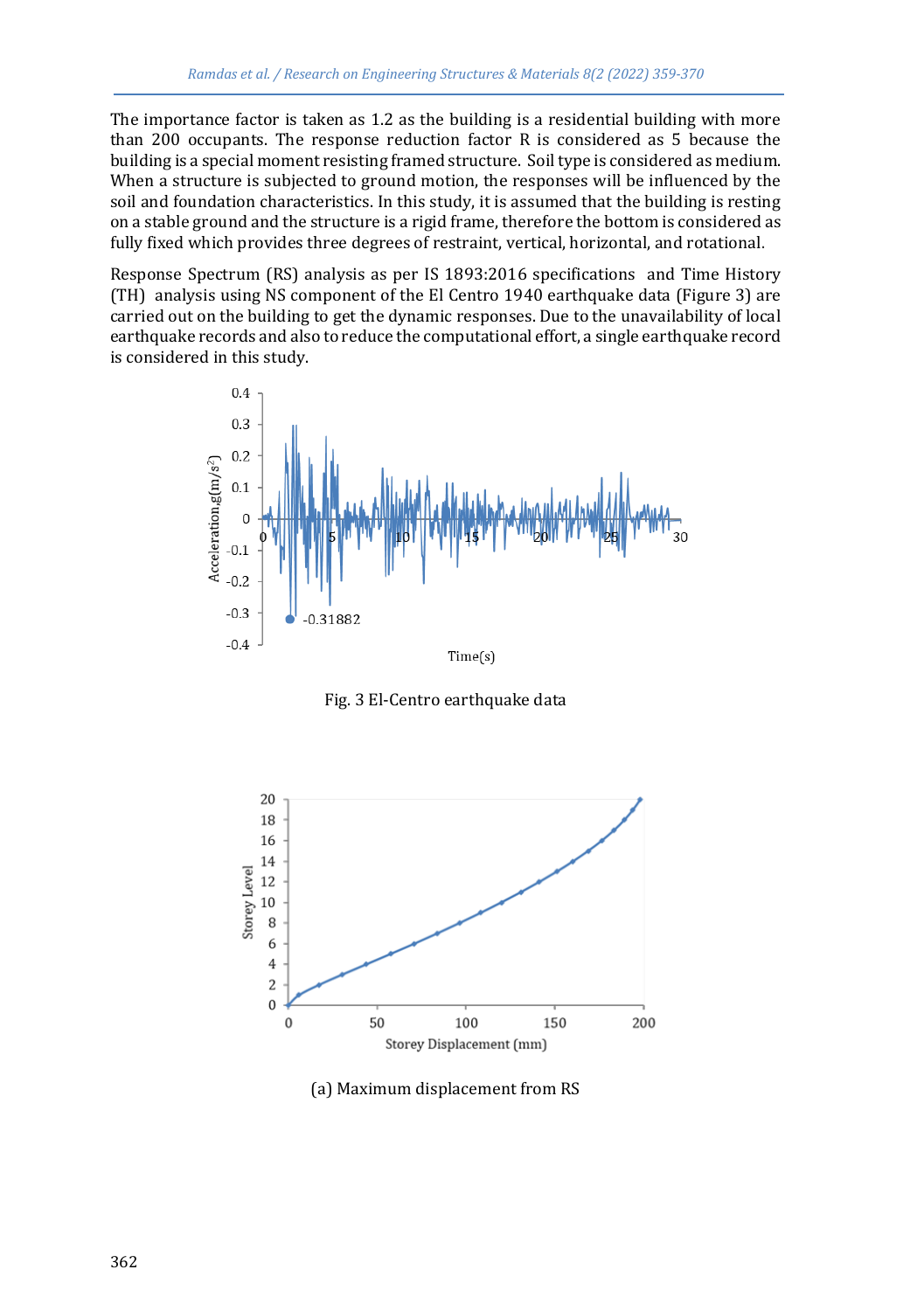The importance factor is taken as 1.2 as the building is a residential building with more than 200 occupants. The response reduction factor R is considered as 5 because the building is a special moment resisting framed structure. Soil type is considered as medium. When a structure is subjected to ground motion, the responses will be influenced by the soil and foundation characteristics. In this study, it is assumed that the building is resting on a stable ground and the structure is a rigid frame, therefore the bottom is considered as fully fixed which provides three degrees of restraint, vertical, horizontal, and rotational.

Response Spectrum (RS) analysis as per IS 1893:2016 specifications and Time History (TH) analysis using NS component of the El Centro 1940 earthquake data (Figure 3) are carried out on the building to get the dynamic responses. Due to the unavailability of local earthquake records and also to reduce the computational effort, a single earthquake record is considered in this study.

Fig. 3 El-Centro earthquake data

(a) Maximum displacement from RS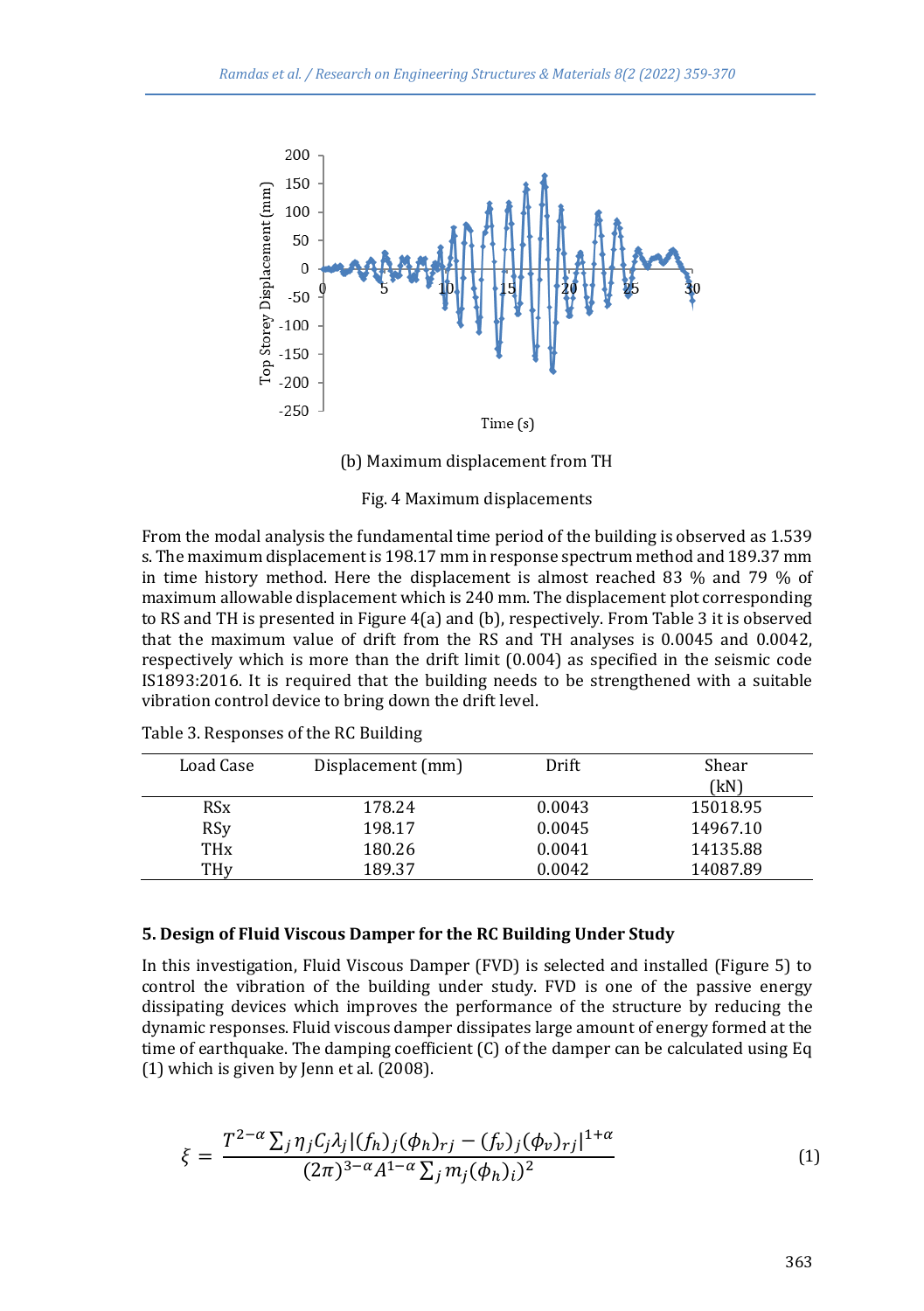(b) Maximum displacement from TH

Fig. 4 Maximum displacements

From the modal analysis the fundamental time period of the building is observed as 1.539 s. The maximum displacement is 198.17 mm in response spectrum method and 189.37 mm in time history method. Here the displacement is almost reached 83 % and 79 % of maximum allowable displacement which is 240 mm. The displacement plot corresponding to RS and TH is presented in Figure 4(a) and (b), respectively. From Table 3 it is observed that the maximum value of drift from the RS and TH analyses is 0.0045 and 0.0042, respectively which is more than the drift limit (0.004) as specified in the seismic code IS1893:2016. It is required that the building needs to be strengthened with a suitable vibration control device to bring down the drift level.

Table 3. Responses of the RC Building

| Load Case | Displacement (mm) | Drift | Shear (kN) |
|---|---|---|---|
| RSx | 178.24 | 0.0043 | 15018.95 |
| RSy | 198.17 | 0.0045 | 14967.10 |
| THx | 180.26 | 0.0041 | 14135.88 |
| THy | 189.37 | 0.0042 | 14087.89 |

### 5. Design of Fluid Viscous Damper for the RC Building Under Study

In this investigation, Fluid Viscous Damper (FVD) is selected and installed (Figure 5) to control the vibration of the building under study. FVD is one of the passive energy dissipating devices which improves the performance of the structure by reducing the dynamic responses. Fluid viscous damper dissipates large amount of energy formed at the time of earthquake. The damping coefficient (C) of the damper can be calculated using Eq (1) which is given by Jenn et al. (2008).

$$\xi = \frac{T^{2-\alpha}\sum_j \eta_j C_j \lambda_j |(f_h)_j(\phi_h)_{rj} - (f_v)_j(\phi_v)_{rj}|^{1+\alpha}}{(2\pi)^{3-\alpha}A^{1-\alpha}\sum_j m_j(\phi_h)_i)^2} \tag{1}$$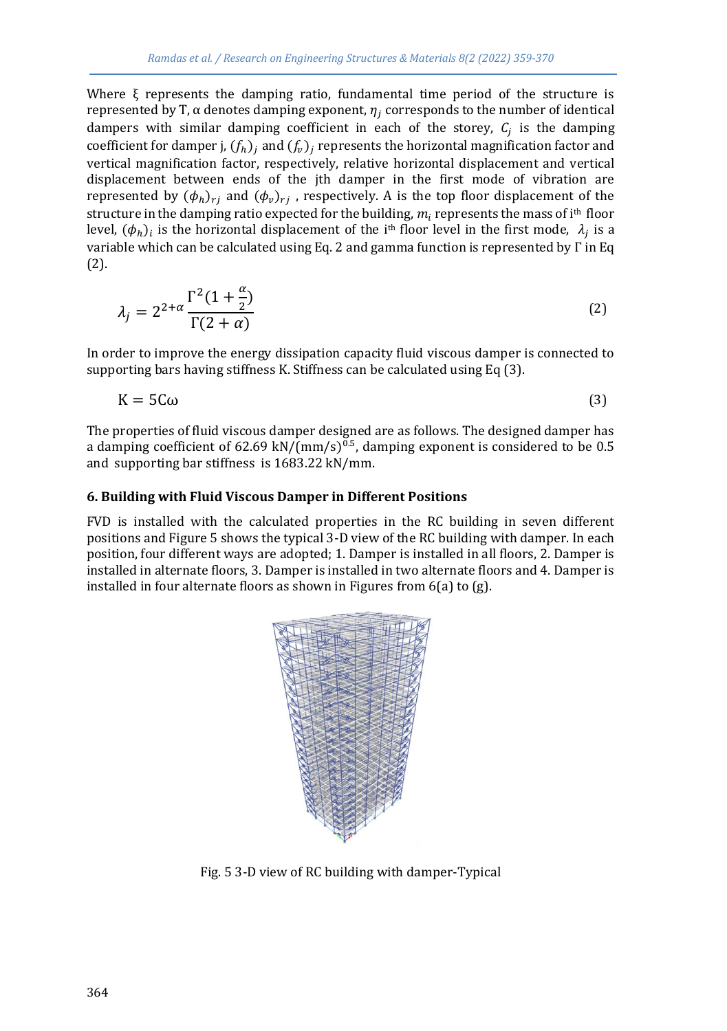Where ξ represents the damping ratio, fundamental time period of the structure is represented by T, α denotes damping exponent, $\eta_j$ corresponds to the number of identical dampers with similar damping coefficient in each of the storey, $C_j$ is the damping coefficient for damper j, $(f_h)_j$ and $(f_v)_j$ represents the horizontal magnification factor and vertical magnification factor, respectively, relative horizontal displacement and vertical displacement between ends of the jth damper in the first mode of vibration are represented by $(\phi_h)_{rj}$ and $(\phi_v)_{rj}$, respectively. A is the top floor displacement of the structure in the damping ratio expected for the building, $m_i$ represents the mass of i[th] floor level, $(\phi_h)_i$ is the horizontal displacement of the i[th] floor level in the first mode, $\lambda_j$ is a variable which can be calculated using Eq. 2 and gamma function is represented by Γ in Eq (2).

$$\lambda_j = 2^{2+\alpha} \frac{\Gamma^2(1+\frac{\alpha}{2})}{\Gamma(2+\alpha)} \tag{2}$$

In order to improve the energy dissipation capacity fluid viscous damper is connected to supporting bars having stiffness K. Stiffness can be calculated using Eq (3).

$$\mathrm{K} = 5\mathrm{C}\omega \tag{3}$$

The properties of fluid viscous damper designed are as follows. The designed damper has a damping coefficient of 62.69 kN/(mm/s)$^{0.5}$, damping exponent is considered to be 0.5 and supporting bar stiffness is 1683.22 kN/mm.

### 6. Building with Fluid Viscous Damper in Different Positions

FVD is installed with the calculated properties in the RC building in seven different positions and Figure 5 shows the typical 3-D view of the RC building with damper. In each position, four different ways are adopted; 1. Damper is installed in all floors, 2. Damper is installed in alternate floors, 3. Damper is installed in two alternate floors and 4. Damper is installed in four alternate floors as shown in Figures from 6(a) to (g).

Fig. 5 3-D view of RC building with damper-Typical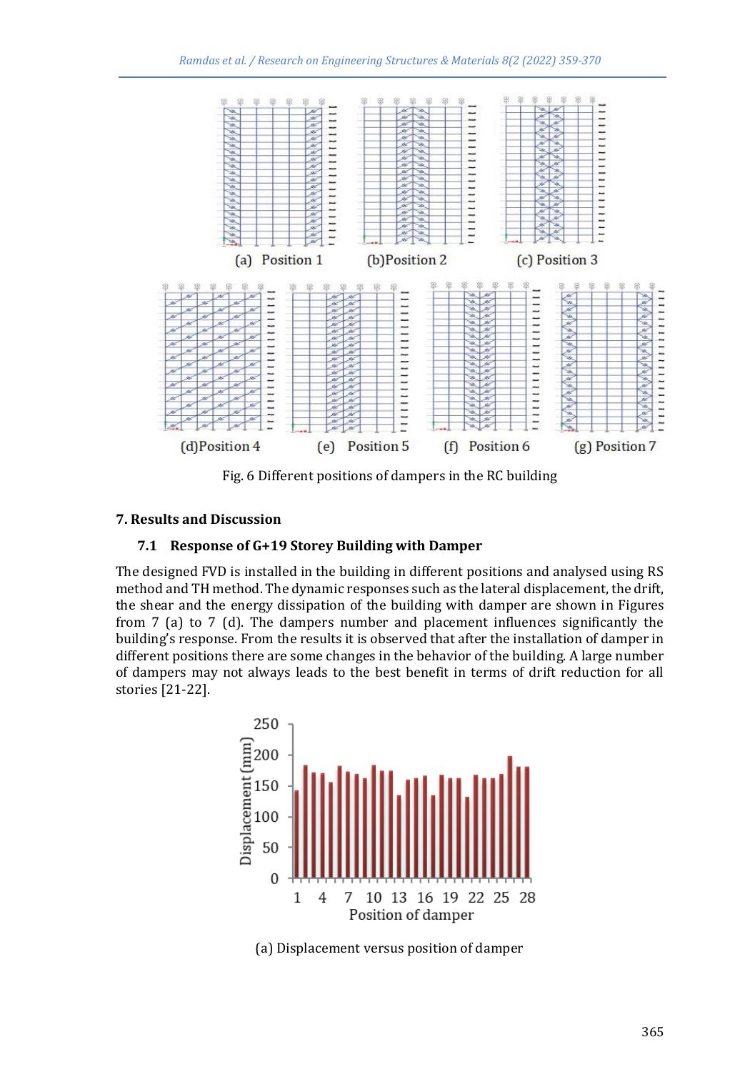(a) Position 1 (b)Position 2 (c) Position 3

(d)Position 4 (e) Position 5 (f) Position 6 (g) Position 7

Fig. 6 Different positions of dampers in the RC building

## 7. Results and Discussion

### 7.1 Response of G+19 Storey Building with Damper

The designed FVD is installed in the building in different positions and analysed using RS method and TH method. The dynamic responses such as the lateral displacement, the drift, the shear and the energy dissipation of the building with damper are shown in Figures from 7 (a) to 7 (d). The dampers number and placement influences significantly the building's response. From the results it is observed that after the installation of damper in different positions there are some changes in the behavior of the building. A large number of dampers may not always leads to the best benefit in terms of drift reduction for all stories [21-22].

(a) Displacement versus position of damper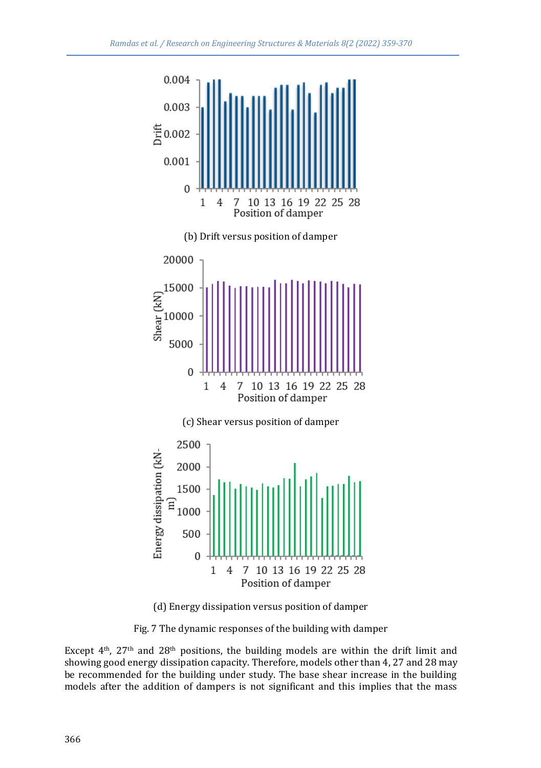(b) Drift versus position of damper

(c) Shear versus position of damper

(d) Energy dissipation versus position of damper

Fig. 7 The dynamic responses of the building with damper

Except 4th, 27th and 28th positions, the building models are within the drift limit and showing good energy dissipation capacity. Therefore, models other than 4, 27 and 28 may be recommended for the building under study. The base shear increase in the building models after the addition of dampers is not significant and this implies that the mass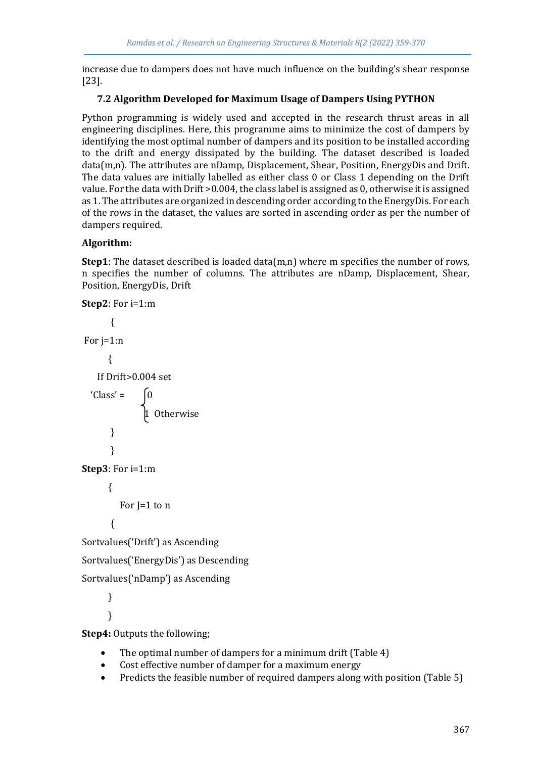increase due to dampers does not have much influence on the building's shear response [23].

### 7.2 Algorithm Developed for Maximum Usage of Dampers Using PYTHON

Python programming is widely used and accepted in the research thrust areas in all engineering disciplines. Here, this programme aims to minimize the cost of dampers by identifying the most optimal number of dampers and its position to be installed according to the drift and energy dissipated by the building. The dataset described is loaded data(m,n). The attributes are nDamp, Displacement, Shear, Position, EnergyDis and Drift. The data values are initially labelled as either class 0 or Class 1 depending on the Drift value. For the data with Drift >0.004, the class label is assigned as 0, otherwise it is assigned as 1. The attributes are organized in descending order according to the EnergyDis. For each of the rows in the dataset, the values are sorted in ascending order as per the number of dampers required.

**Algorithm:**

**Step1**: The dataset described is loaded data(m,n) where m specifies the number of rows, n specifies the number of columns. The attributes are nDamp, Displacement, Shear, Position, EnergyDis, Drift

**Step2**: For i=1:m

```
    {
For j=1:n
    {
  If Drift>0.004 set
 'Class' =  { 0
            { 1  Otherwise
    }
    }
```

**Step3**: For i=1:m

```
    {
       For J=1 to n
    {
Sortvalues('Drift') as Ascending
Sortvalues('EnergyDis') as Descending
Sortvalues('nDamp') as Ascending
    }
    }
```

**Step4:** Outputs the following;

- The optimal number of dampers for a minimum drift (Table 4)
- Cost effective number of damper for a maximum energy
- Predicts the feasible number of required dampers along with position (Table 5)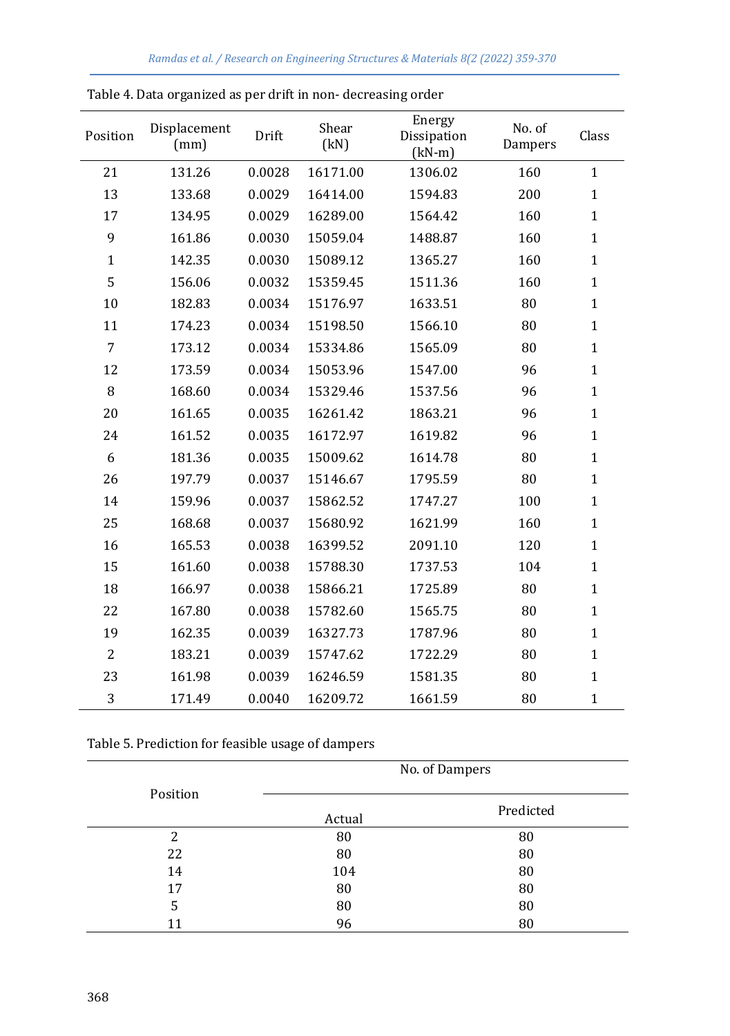Table 4. Data organized as per drift in non- decreasing order

| Position | Displacement (mm) | Drift | Shear (kN) | Energy Dissipation (kN-m) | No. of Dampers | Class |
|---|---|---|---|---|---|---|
| 21 | 131.26 | 0.0028 | 16171.00 | 1306.02 | 160 | 1 |
| 13 | 133.68 | 0.0029 | 16414.00 | 1594.83 | 200 | 1 |
| 17 | 134.95 | 0.0029 | 16289.00 | 1564.42 | 160 | 1 |
| 9 | 161.86 | 0.0030 | 15059.04 | 1488.87 | 160 | 1 |
| 1 | 142.35 | 0.0030 | 15089.12 | 1365.27 | 160 | 1 |
| 5 | 156.06 | 0.0032 | 15359.45 | 1511.36 | 160 | 1 |
| 10 | 182.83 | 0.0034 | 15176.97 | 1633.51 | 80 | 1 |
| 11 | 174.23 | 0.0034 | 15198.50 | 1566.10 | 80 | 1 |
| 7 | 173.12 | 0.0034 | 15334.86 | 1565.09 | 80 | 1 |
| 12 | 173.59 | 0.0034 | 15053.96 | 1547.00 | 96 | 1 |
| 8 | 168.60 | 0.0034 | 15329.46 | 1537.56 | 96 | 1 |
| 20 | 161.65 | 0.0035 | 16261.42 | 1863.21 | 96 | 1 |
| 24 | 161.52 | 0.0035 | 16172.97 | 1619.82 | 96 | 1 |
| 6 | 181.36 | 0.0035 | 15009.62 | 1614.78 | 80 | 1 |
| 26 | 197.79 | 0.0037 | 15146.67 | 1795.59 | 80 | 1 |
| 14 | 159.96 | 0.0037 | 15862.52 | 1747.27 | 100 | 1 |
| 25 | 168.68 | 0.0037 | 15680.92 | 1621.99 | 160 | 1 |
| 16 | 165.53 | 0.0038 | 16399.52 | 2091.10 | 120 | 1 |
| 15 | 161.60 | 0.0038 | 15788.30 | 1737.53 | 104 | 1 |
| 18 | 166.97 | 0.0038 | 15866.21 | 1725.89 | 80 | 1 |
| 22 | 167.80 | 0.0038 | 15782.60 | 1565.75 | 80 | 1 |
| 19 | 162.35 | 0.0039 | 16327.73 | 1787.96 | 80 | 1 |
| 2 | 183.21 | 0.0039 | 15747.62 | 1722.29 | 80 | 1 |
| 23 | 161.98 | 0.0039 | 16246.59 | 1581.35 | 80 | 1 |
| 3 | 171.49 | 0.0040 | 16209.72 | 1661.59 | 80 | 1 |

Table 5. Prediction for feasible usage of dampers

| Position | No. of Dampers | |
|---|---|---|
| | Actual | Predicted |
| 2 | 80 | 80 |
| 22 | 80 | 80 |
| 14 | 104 | 80 |
| 17 | 80 | 80 |
| 5 | 80 | 80 |
| 11 | 96 | 80 |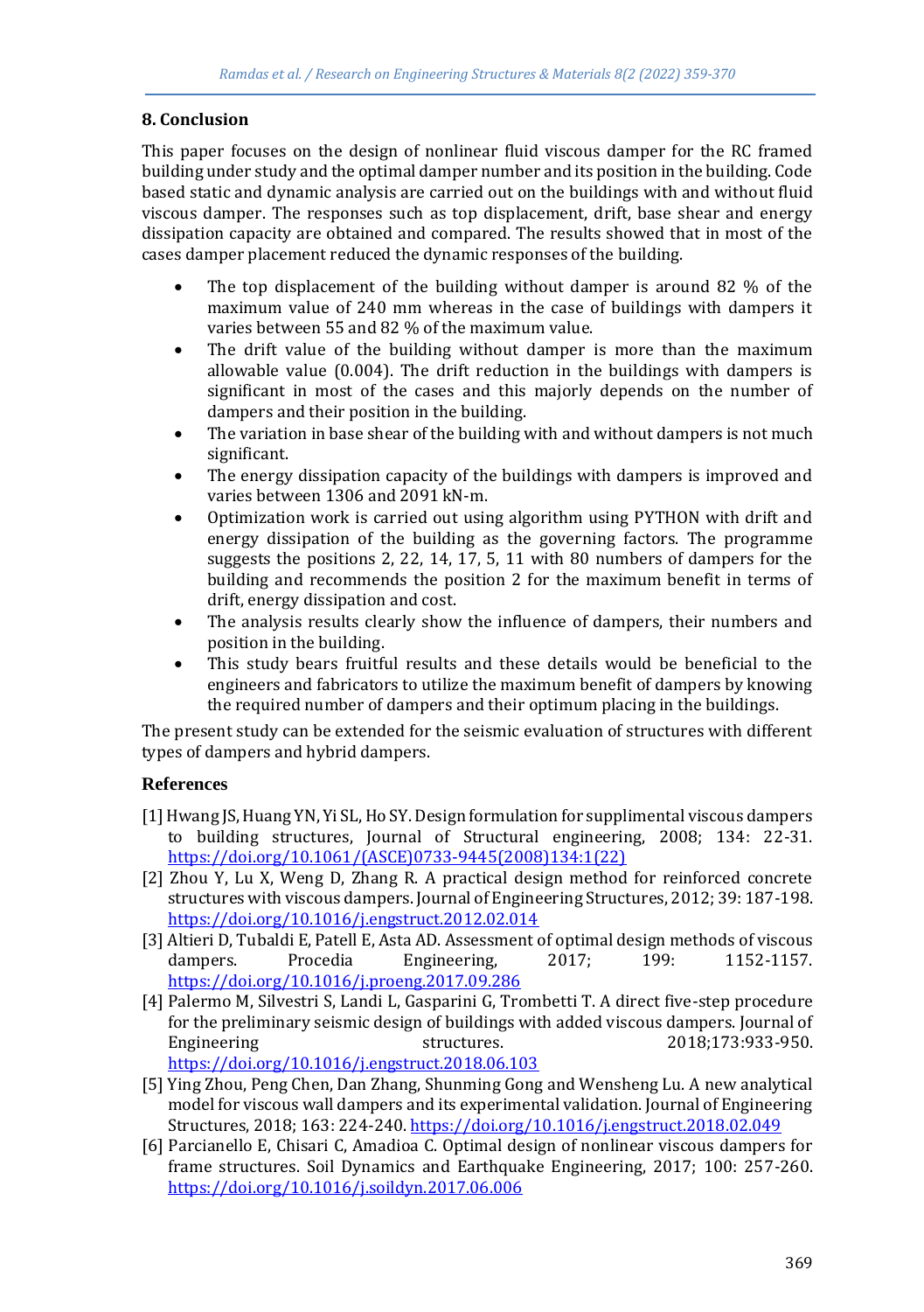## 8. Conclusion

This paper focuses on the design of nonlinear fluid viscous damper for the RC framed building under study and the optimal damper number and its position in the building. Code based static and dynamic analysis are carried out on the buildings with and without fluid viscous damper. The responses such as top displacement, drift, base shear and energy dissipation capacity are obtained and compared. The results showed that in most of the cases damper placement reduced the dynamic responses of the building.

- The top displacement of the building without damper is around 82 % of the maximum value of 240 mm whereas in the case of buildings with dampers it varies between 55 and 82 % of the maximum value.
- The drift value of the building without damper is more than the maximum allowable value (0.004). The drift reduction in the buildings with dampers is significant in most of the cases and this majorly depends on the number of dampers and their position in the building.
- The variation in base shear of the building with and without dampers is not much significant.
- The energy dissipation capacity of the buildings with dampers is improved and varies between 1306 and 2091 kN-m.
- Optimization work is carried out using algorithm using PYTHON with drift and energy dissipation of the building as the governing factors. The programme suggests the positions 2, 22, 14, 17, 5, 11 with 80 numbers of dampers for the building and recommends the position 2 for the maximum benefit in terms of drift, energy dissipation and cost.
- The analysis results clearly show the influence of dampers, their numbers and position in the building.
- This study bears fruitful results and these details would be beneficial to the engineers and fabricators to utilize the maximum benefit of dampers by knowing the required number of dampers and their optimum placing in the buildings.

The present study can be extended for the seismic evaluation of structures with different types of dampers and hybrid dampers.

## References

[1] Hwang JS, Huang YN, Yi SL, Ho SY. Design formulation for supplimental viscous dampers to building structures, Journal of Structural engineering, 2008; 134: 22-31. https://doi.org/10.1061/(ASCE)0733-9445(2008)134:1(22)

[2] Zhou Y, Lu X, Weng D, Zhang R. A practical design method for reinforced concrete structures with viscous dampers. Journal of Engineering Structures, 2012; 39: 187-198. https://doi.org/10.1016/j.engstruct.2012.02.014

[3] Altieri D, Tubaldi E, Patell E, Asta AD. Assessment of optimal design methods of viscous dampers. Procedia Engineering, 2017; 199: 1152-1157. https://doi.org/10.1016/j.proeng.2017.09.286

[4] Palermo M, Silvestri S, Landi L, Gasparini G, Trombetti T. A direct five-step procedure for the preliminary seismic design of buildings with added viscous dampers. Journal of Engineering structures. 2018;173:933-950. https://doi.org/10.1016/j.engstruct.2018.06.103

[5] Ying Zhou, Peng Chen, Dan Zhang, Shunming Gong and Wensheng Lu. A new analytical model for viscous wall dampers and its experimental validation. Journal of Engineering Structures, 2018; 163: 224-240. https://doi.org/10.1016/j.engstruct.2018.02.049

[6] Parcianello E, Chisari C, Amadioa C. Optimal design of nonlinear viscous dampers for frame structures. Soil Dynamics and Earthquake Engineering, 2017; 100: 257-260. https://doi.org/10.1016/j.soildyn.2017.06.006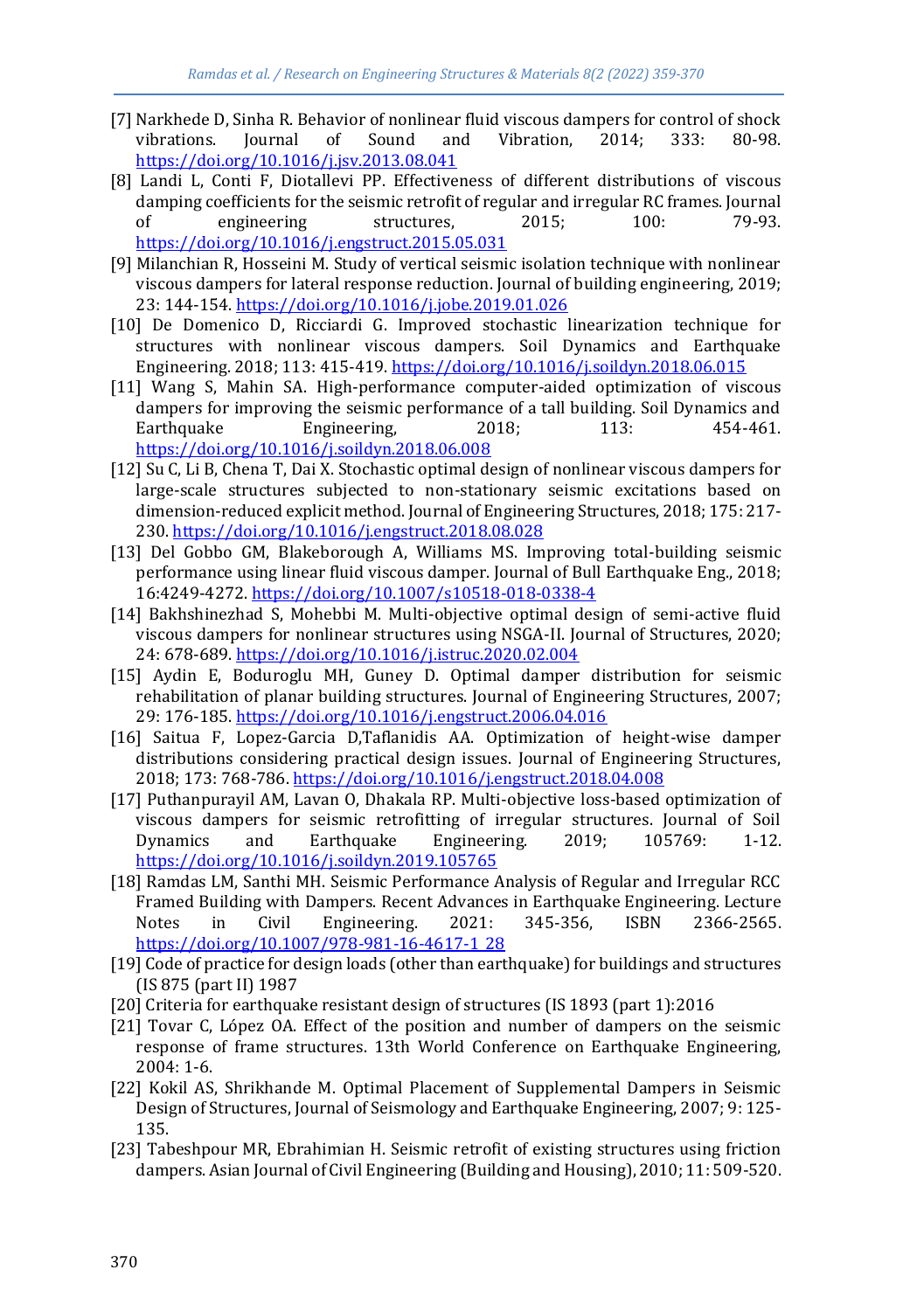[7] Narkhede D, Sinha R. Behavior of nonlinear fluid viscous dampers for control of shock vibrations. Journal of Sound and Vibration, 2014; 333: 80-98. https://doi.org/10.1016/j.jsv.2013.08.041

[8] Landi L, Conti F, Diotallevi PP. Effectiveness of different distributions of viscous damping coefficients for the seismic retrofit of regular and irregular RC frames. Journal of engineering structures, 2015; 100: 79-93. https://doi.org/10.1016/j.engstruct.2015.05.031

[9] Milanchian R, Hosseini M. Study of vertical seismic isolation technique with nonlinear viscous dampers for lateral response reduction. Journal of building engineering, 2019; 23: 144-154. https://doi.org/10.1016/j.jobe.2019.01.026

[10] De Domenico D, Ricciardi G. Improved stochastic linearization technique for structures with nonlinear viscous dampers. Soil Dynamics and Earthquake Engineering. 2018; 113: 415-419. https://doi.org/10.1016/j.soildyn.2018.06.015

[11] Wang S, Mahin SA. High-performance computer-aided optimization of viscous dampers for improving the seismic performance of a tall building. Soil Dynamics and Earthquake Engineering, 2018; 113: 454-461. https://doi.org/10.1016/j.soildyn.2018.06.008

[12] Su C, Li B, Chena T, Dai X. Stochastic optimal design of nonlinear viscous dampers for large-scale structures subjected to non-stationary seismic excitations based on dimension-reduced explicit method. Journal of Engineering Structures, 2018; 175: 217-230. https://doi.org/10.1016/j.engstruct.2018.08.028

[13] Del Gobbo GM, Blakeborough A, Williams MS. Improving total-building seismic performance using linear fluid viscous damper. Journal of Bull Earthquake Eng., 2018; 16:4249-4272. https://doi.org/10.1007/s10518-018-0338-4

[14] Bakhshinezhad S, Mohebbi M. Multi-objective optimal design of semi-active fluid viscous dampers for nonlinear structures using NSGA-II. Journal of Structures, 2020; 24: 678-689. https://doi.org/10.1016/j.istruc.2020.02.004

[15] Aydin E, Boduroglu MH, Guney D. Optimal damper distribution for seismic rehabilitation of planar building structures. Journal of Engineering Structures, 2007; 29: 176-185. https://doi.org/10.1016/j.engstruct.2006.04.016

[16] Saitua F, Lopez-Garcia D,Taflanidis AA. Optimization of height-wise damper distributions considering practical design issues. Journal of Engineering Structures, 2018; 173: 768-786. https://doi.org/10.1016/j.engstruct.2018.04.008

[17] Puthanpurayil AM, Lavan O, Dhakala RP. Multi-objective loss-based optimization of viscous dampers for seismic retrofitting of irregular structures. Journal of Soil Dynamics and Earthquake Engineering. 2019; 105769: 1-12. https://doi.org/10.1016/j.soildyn.2019.105765

[18] Ramdas LM, Santhi MH. Seismic Performance Analysis of Regular and Irregular RCC Framed Building with Dampers. Recent Advances in Earthquake Engineering. Lecture Notes in Civil Engineering. 2021: 345-356, ISBN 2366-2565. https://doi.org/10.1007/978-981-16-4617-1_28

[19] Code of practice for design loads (other than earthquake) for buildings and structures (IS 875 (part II) 1987

[20] Criteria for earthquake resistant design of structures (IS 1893 (part 1):2016

[21] Tovar C, López OA. Effect of the position and number of dampers on the seismic response of frame structures. 13th World Conference on Earthquake Engineering, 2004: 1-6.

[22] Kokil AS, Shrikhande M. Optimal Placement of Supplemental Dampers in Seismic Design of Structures, Journal of Seismology and Earthquake Engineering, 2007; 9: 125-135.

[23] Tabeshpour MR, Ebrahimian H. Seismic retrofit of existing structures using friction dampers. Asian Journal of Civil Engineering (Building and Housing), 2010; 11: 509-520.